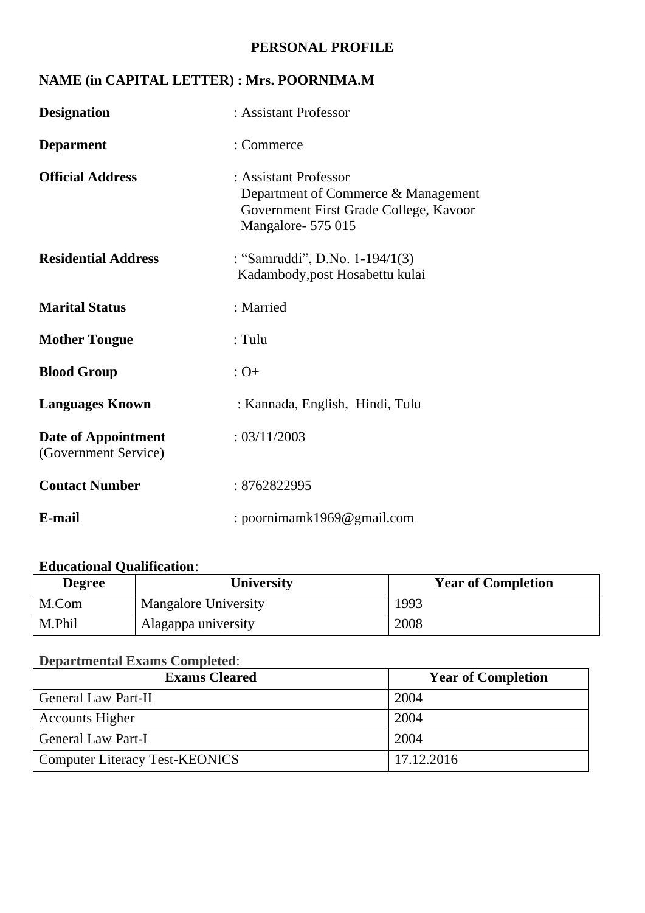# PERSONAL PROFILE

**NAME (in CAPITAL LETTER) : Mrs. POORNIMA.M**

**Designation** : Assistant Professor

**Deparment** : Commerce

**Official Address** : Assistant Professor
Department of Commerce & Management
Government First Grade College, Kavoor
Mangalore- 575 015

**Residential Address** : "Samruddi", D.No. 1-194/1(3)
Kadambody,post Hosabettu kulai

**Marital Status** : Married

**Mother Tongue** : Tulu

**Blood Group** : O+

**Languages Known** : Kannada, English, Hindi, Tulu

**Date of Appointment** (Government Service) : 03/11/2003

**Contact Number** : 8762822995

**E-mail** : poornimamk1969@gmail.com

**Educational Qualification**:

| Degree | University | Year of Completion |
|---|---|---|
| M.Com | Mangalore University | 1993 |
| M.Phil | Alagappa university | 2008 |

**Departmental Exams Completed**:

| Exams Cleared | Year of Completion |
|---|---|
| General Law Part-II | 2004 |
| Accounts Higher | 2004 |
| General Law Part-I | 2004 |
| Computer Literacy Test-KEONICS | 17.12.2016 |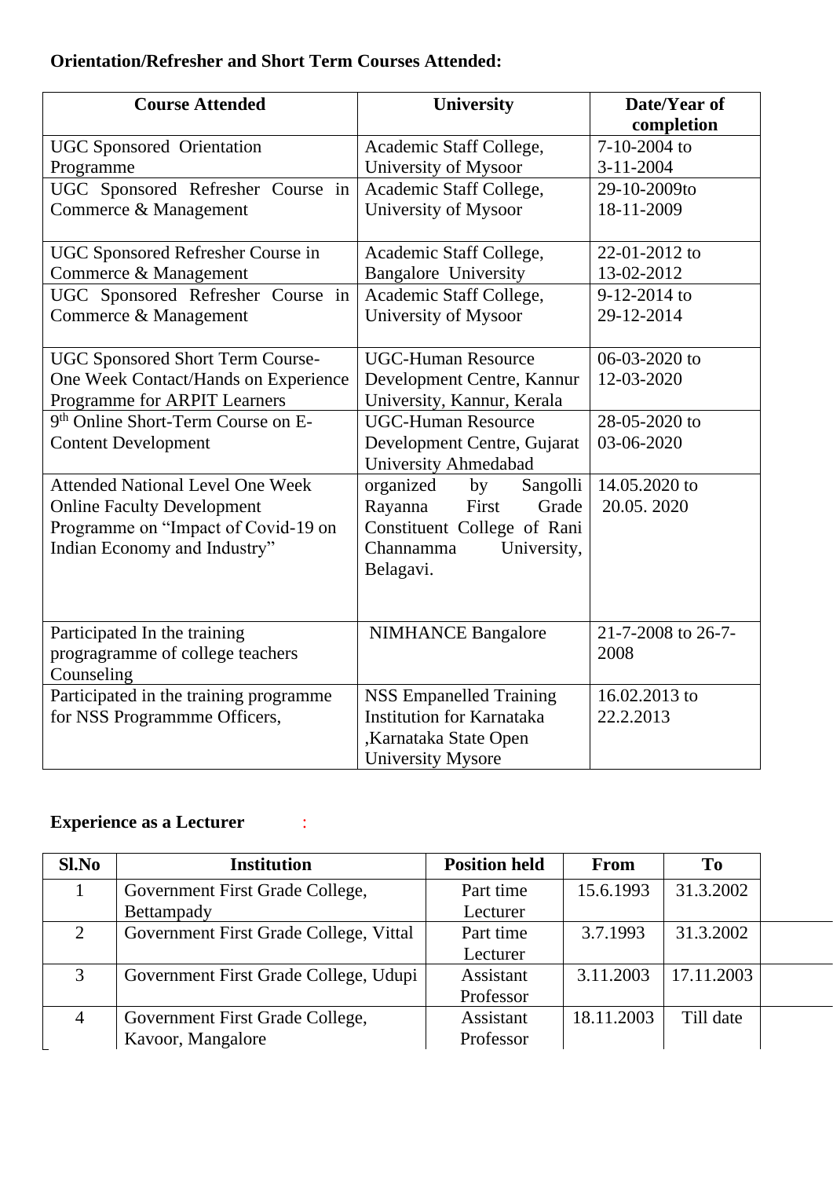**Orientation/Refresher and Short Term Courses Attended:**

| Course Attended | University | Date/Year of completion |
|---|---|---|
| UGC Sponsored Orientation Programme | Academic Staff College, University of Mysoor | 7-10-2004 to 3-11-2004 |
| UGC Sponsored Refresher Course in Commerce & Management | Academic Staff College, University of Mysoor | 29-10-2009to 18-11-2009 |
| UGC Sponsored Refresher Course in Commerce & Management | Academic Staff College, Bangalore University | 22-01-2012 to 13-02-2012 |
| UGC Sponsored Refresher Course in Commerce & Management | Academic Staff College, University of Mysoor | 9-12-2014 to 29-12-2014 |
| UGC Sponsored Short Term Course-One Week Contact/Hands on Experience Programme for ARPIT Learners | UGC-Human Resource Development Centre, Kannur University, Kannur, Kerala | 06-03-2020 to 12-03-2020 |
| 9th Online Short-Term Course on E-Content Development | UGC-Human Resource Development Centre, Gujarat University Ahmedabad | 28-05-2020 to 03-06-2020 |
| Attended National Level One Week Online Faculty Development Programme on "Impact of Covid-19 on Indian Economy and Industry" | organized by Sangolli Rayanna First Grade Constituent College of Rani Channamma University, Belagavi. | 14.05.2020 to 20.05. 2020 |
| Participated In the training progragramme of college teachers Counseling | NIMHANCE Bangalore | 21-7-2008 to 26-7-2008 |
| Participated in the training programme for NSS Programmme Officers, | NSS Empanelled Training Institution for Karnataka ,Karnataka State Open University Mysore | 16.02.2013 to 22.2.2013 |

**Experience as a Lecturer** :

| Sl.No | Institution | Position held | From | To |
|---|---|---|---|---|
| 1 | Government First Grade College, Bettampady | Part time Lecturer | 15.6.1993 | 31.3.2002 |
| 2 | Government First Grade College, Vittal | Part time Lecturer | 3.7.1993 | 31.3.2002 |
| 3 | Government First Grade College, Udupi | Assistant Professor | 3.11.2003 | 17.11.2003 |
| 4 | Government First Grade College, Kavoor, Mangalore | Assistant Professor | 18.11.2003 | Till date |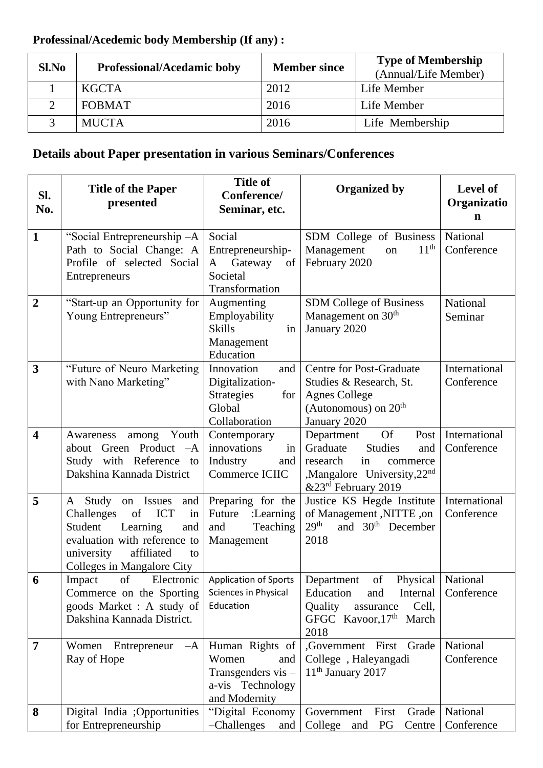**Professinal/Acedemic body Membership (If any) :**

| Sl.No | Professional/Acedamic boby | Member since | Type of Membership (Annual/Life Member) |
|---|---|---|---|
| 1 | KGCTA | 2012 | Life Member |
| 2 | FOBMAT | 2016 | Life Member |
| 3 | MUCTA | 2016 | Life Membership |

## Details about Paper presentation in various Seminars/Conferences

| Sl. No. | Title of the Paper presented | Title of Conference/ Seminar, etc. | Organized by | Level of Organization |
|---|---|---|---|---|
| **1** | "Social Entrepreneurship –A Path to Social Change: A Profile of selected Social Entrepreneurs | Social Entrepreneurship-A Gateway of Societal Transformation | SDM College of Business Management on 11th February 2020 | National Conference |
| **2** | "Start-up an Opportunity for Young Entrepreneurs" | Augmenting Employability Skills in Management Education | SDM College of Business Management on 30th January 2020 | National Seminar |
| **3** | "Future of Neuro Marketing with Nano Marketing" | Innovation and Digitalization-Strategies for Global Collaboration | Centre for Post-Graduate Studies & Research, St. Agnes College (Autonomous) on 20th January 2020 | International Conference |
| **4** | Awareness among Youth about Green Product –A Study with Reference to Dakshina Kannada District | Contemporary innovations in Industry and Commerce ICIIC | Department Of Post Graduate Studies and research in commerce ,Mangalore University,22nd &23rd February 2019 | International Conference |
| **5** | A Study on Issues and Challenges of ICT in Student Learning and evaluation with reference to university affiliated to Colleges in Mangalore City | Preparing for the Future :Learning and Teaching Management | Justice KS Hegde Institute of Management ,NITTE ,on 29th and 30th December 2018 | International Conference |
| **6** | Impact of Electronic Commerce on the Sporting goods Market : A study of Dakshina Kannada District. | Application of Sports Sciences in Physical Education | Department of Physical Education and Internal Quality assurance Cell, GFGC Kavoor,17th March 2018 | National Conference |
| **7** | Women Entrepreneur –A Ray of Hope | Human Rights of Women and Transgenders vis –a-vis Technology and Modernity | ,Government First Grade College , Haleyangadi 11th January 2017 | National Conference |
| **8** | Digital India ;Opportunities for Entrepreneurship | "Digital Economy –Challenges and | Government First Grade College and PG Centre | National Conference |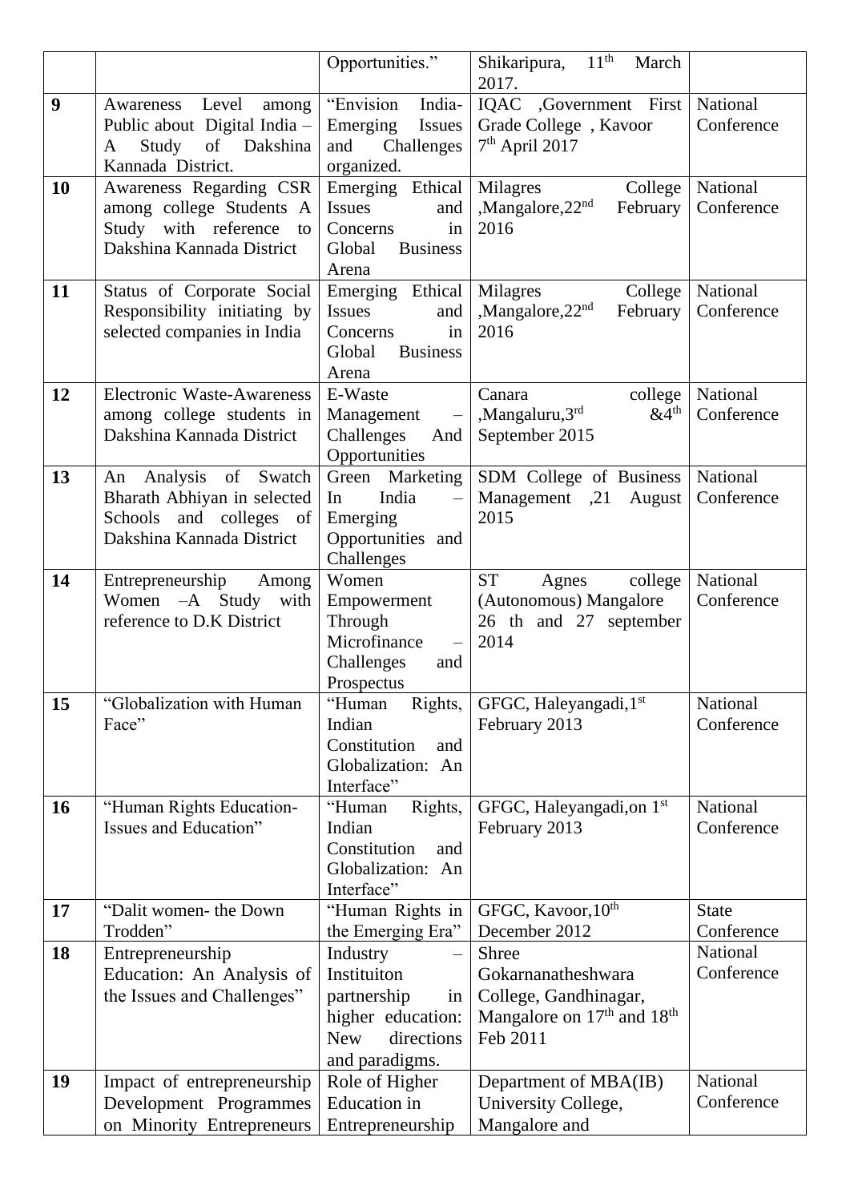|  |  | Opportunities." | Shikaripura, 11th March 2017. |  |
|---|---|---|---|---|
| **9** | Awareness Level among Public about Digital India – A Study of Dakshina Kannada District. | "Envision India- Emerging Issues and Challenges organized. | IQAC ,Government First Grade College , Kavoor 7th April 2017 | National Conference |
| **10** | Awareness Regarding CSR among college Students A Study with reference to Dakshina Kannada District | Emerging Ethical Issues and Concerns in Global Business Arena | Milagres College ,Mangalore,22nd February 2016 | National Conference |
| **11** | Status of Corporate Social Responsibility initiating by selected companies in India | Emerging Ethical Issues and Concerns in Global Business Arena | Milagres College ,Mangalore,22nd February 2016 | National Conference |
| **12** | Electronic Waste-Awareness among college students in Dakshina Kannada District | E-Waste Management – Challenges And Opportunities | Canara college ,Mangaluru,3rd &4th September 2015 | National Conference |
| **13** | An Analysis of Swatch Bharath Abhiyan in selected Schools and colleges of Dakshina Kannada District | Green Marketing In India – Emerging Opportunities and Challenges | SDM College of Business Management ,21 August 2015 | National Conference |
| **14** | Entrepreneurship Among Women –A Study with reference to D.K District | Women Empowerment Through Microfinance – Challenges and Prospectus | ST Agnes college (Autonomous) Mangalore 26 th and 27 september 2014 | National Conference |
| **15** | "Globalization with Human Face" | "Human Rights, Indian Constitution and Globalization: An Interface" | GFGC, Haleyangadi,1st February 2013 | National Conference |
| **16** | "Human Rights Education-Issues and Education" | "Human Rights, Indian Constitution and Globalization: An Interface" | GFGC, Haleyangadi,on 1st February 2013 | National Conference |
| **17** | "Dalit women- the Down Trodden" | "Human Rights in the Emerging Era" | GFGC, Kavoor,10th December 2012 | State Conference |
| **18** | Entrepreneurship Education: An Analysis of the Issues and Challenges" | Industry – Instituiton partnership in higher education: New directions and paradigms. | Shree Gokarnanatheshwara College, Gandhinagar, Mangalore on 17th and 18th Feb 2011 | National Conference |
| **19** | Impact of entrepreneurship Development Programmes on Minority Entrepreneurs | Role of Higher Education in Entrepreneurship | Department of MBA(IB) University College, Mangalore and | National Conference |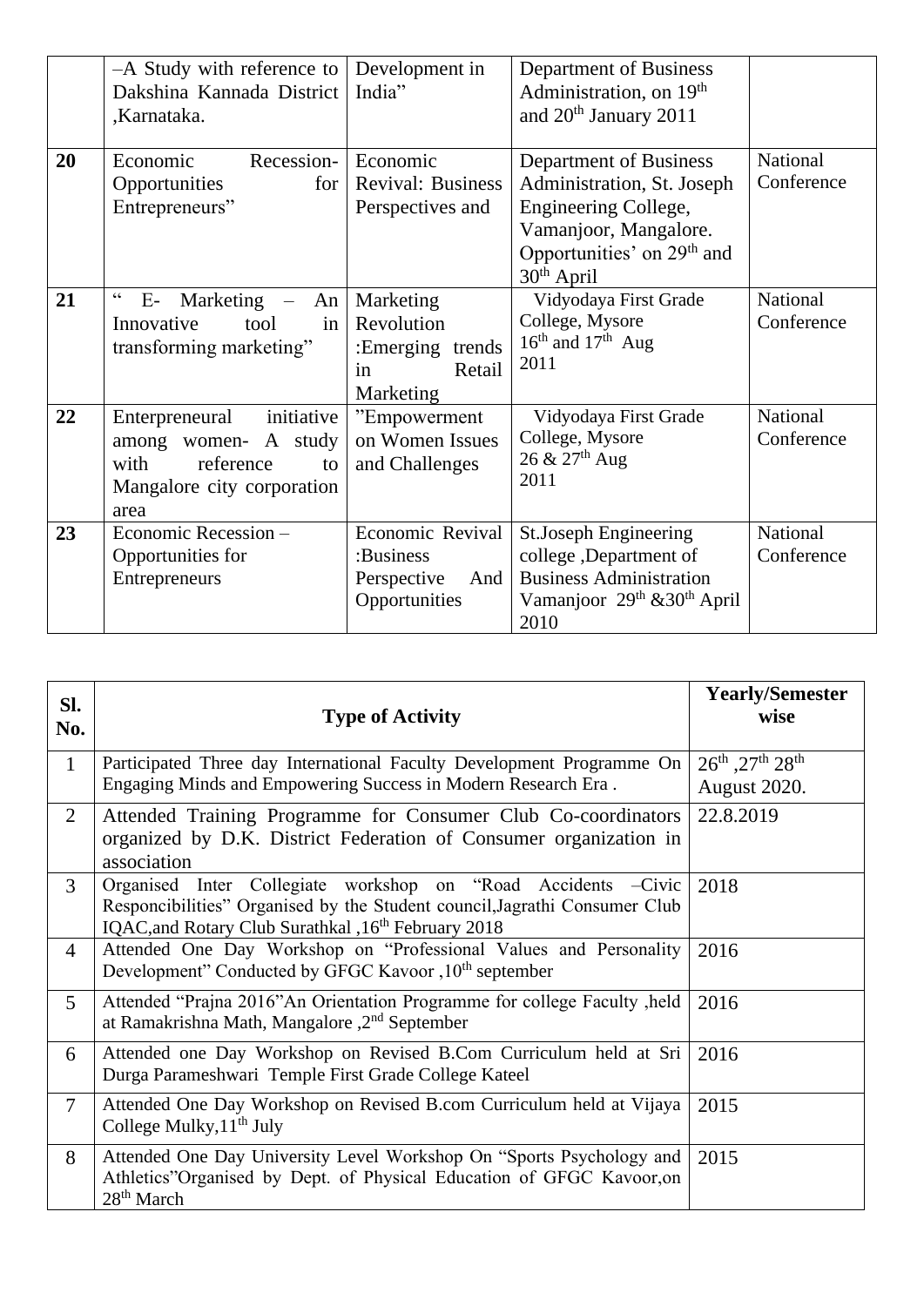| | | | | |
|---|---|---|---|---|
| | –A Study with reference to Dakshina Kannada District ,Karnataka. | Development in India" | Department of Business Administration, on 19th and 20th January 2011 | |
| **20** | Economic Recession-Opportunities for Entrepreneurs" | Economic Revival: Business Perspectives and | Department of Business Administration, St. Joseph Engineering College, Vamanjoor, Mangalore. Opportunities' on 29th and 30th April | National Conference |
| **21** | " E- Marketing – An Innovative tool in transforming marketing" | Marketing Revolution :Emerging trends in Retail Marketing | Vidyodaya First Grade College, Mysore 16th and 17th Aug 2011 | National Conference |
| **22** | Enterpreneural initiative among women- A study with reference to Mangalore city corporation area | "Empowerment on Women Issues and Challenges | Vidyodaya First Grade College, Mysore 26 & 27th Aug 2011 | National Conference |
| **23** | Economic Recession – Opportunities for Entrepreneurs | Economic Revival :Business Perspective And Opportunities | St.Joseph Engineering college ,Department of Business Administration Vamanjoor 29th &30th April 2010 | National Conference |

| Sl. No. | Type of Activity | Yearly/Semester wise |
|---|---|---|
| 1 | Participated Three day International Faculty Development Programme On Engaging Minds and Empowering Success in Modern Research Era . | 26th ,27th 28th August 2020. |
| 2 | Attended Training Programme for Consumer Club Co-coordinators organized by D.K. District Federation of Consumer organization in association | 22.8.2019 |
| 3 | Organised Inter Collegiate workshop on "Road Accidents –Civic Responcibilities" Organised by the Student council,Jagrathi Consumer Club IQAC,and Rotary Club Surathkal ,16th February 2018 | 2018 |
| 4 | Attended One Day Workshop on "Professional Values and Personality Development" Conducted by GFGC Kavoor ,10th september | 2016 |
| 5 | Attended "Prajna 2016"An Orientation Programme for college Faculty ,held at Ramakrishna Math, Mangalore ,2nd September | 2016 |
| 6 | Attended one Day Workshop on Revised B.Com Curriculum held at Sri Durga Parameshwari Temple First Grade College Kateel | 2016 |
| 7 | Attended One Day Workshop on Revised B.com Curriculum held at Vijaya College Mulky,11th July | 2015 |
| 8 | Attended One Day University Level Workshop On "Sports Psychology and Athletics"Organised by Dept. of Physical Education of GFGC Kavoor,on 28th March | 2015 |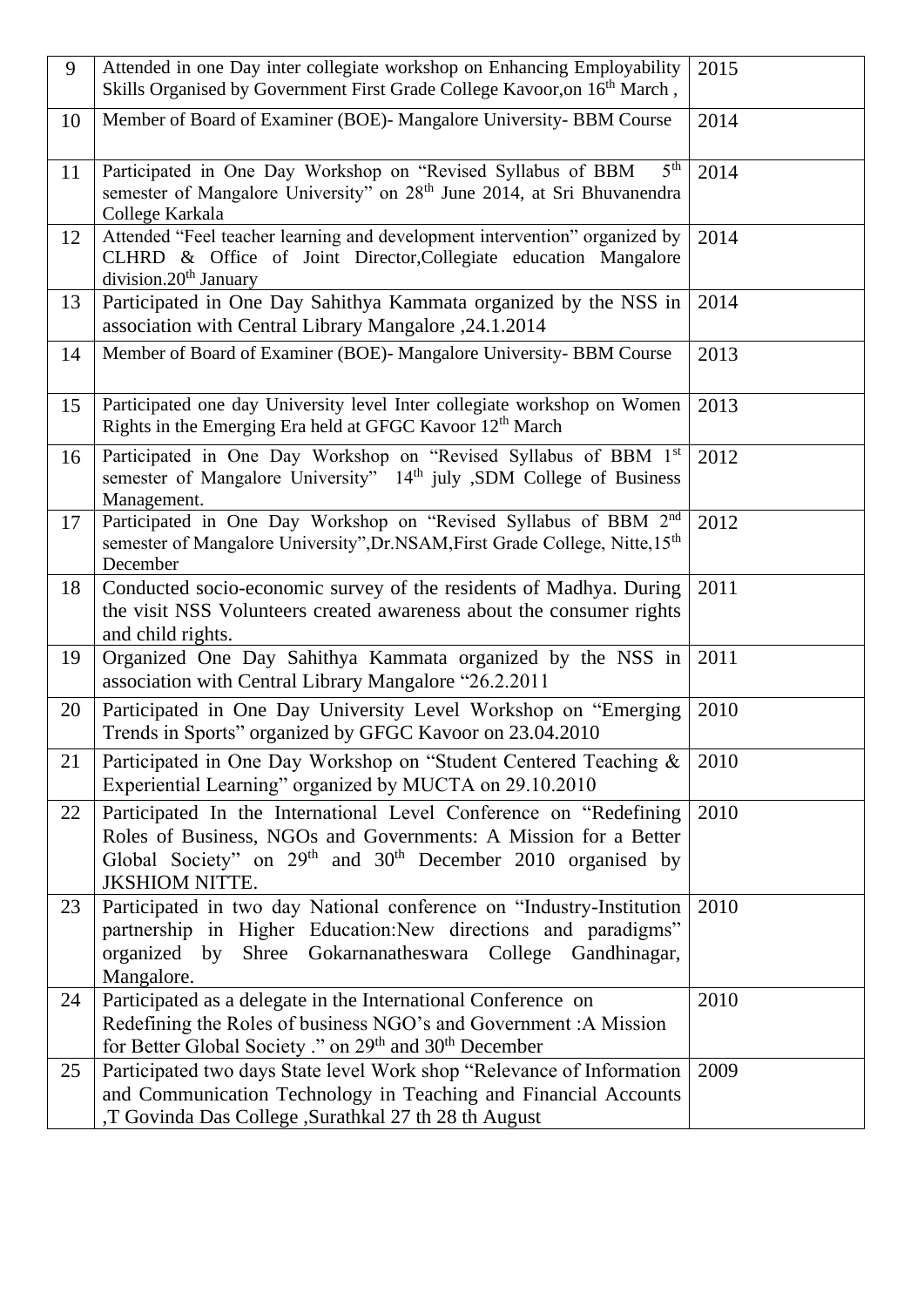| 9 | Attended in one Day inter collegiate workshop on Enhancing Employability Skills Organised by Government First Grade College Kavoor,on 16th March , | 2015 |
|---|---|---|
| 10 | Member of Board of Examiner (BOE)- Mangalore University- BBM Course | 2014 |
| 11 | Participated in One Day Workshop on "Revised Syllabus of BBM 5th semester of Mangalore University" on 28th June 2014, at Sri Bhuvanendra College Karkala | 2014 |
| 12 | Attended "Feel teacher learning and development intervention" organized by CLHRD & Office of Joint Director,Collegiate education Mangalore division.20th January | 2014 |
| 13 | Participated in One Day Sahithya Kammata organized by the NSS in association with Central Library Mangalore ,24.1.2014 | 2014 |
| 14 | Member of Board of Examiner (BOE)- Mangalore University- BBM Course | 2013 |
| 15 | Participated one day University level Inter collegiate workshop on Women Rights in the Emerging Era held at GFGC Kavoor 12th March | 2013 |
| 16 | Participated in One Day Workshop on "Revised Syllabus of BBM 1st semester of Mangalore University" 14th july ,SDM College of Business Management. | 2012 |
| 17 | Participated in One Day Workshop on "Revised Syllabus of BBM 2nd semester of Mangalore University",Dr.NSAM,First Grade College, Nitte,15th December | 2012 |
| 18 | Conducted socio-economic survey of the residents of Madhya. During the visit NSS Volunteers created awareness about the consumer rights and child rights. | 2011 |
| 19 | Organized One Day Sahithya Kammata organized by the NSS in association with Central Library Mangalore "26.2.2011 | 2011 |
| 20 | Participated in One Day University Level Workshop on "Emerging Trends in Sports" organized by GFGC Kavoor on 23.04.2010 | 2010 |
| 21 | Participated in One Day Workshop on "Student Centered Teaching & Experiential Learning" organized by MUCTA on 29.10.2010 | 2010 |
| 22 | Participated In the International Level Conference on "Redefining Roles of Business, NGOs and Governments: A Mission for a Better Global Society" on 29th and 30th December 2010 organised by JKSHIOM NITTE. | 2010 |
| 23 | Participated in two day National conference on "Industry-Institution partnership in Higher Education:New directions and paradigms" organized by Shree Gokarnanatheswara College Gandhinagar, Mangalore. | 2010 |
| 24 | Participated as a delegate in the International Conference on Redefining the Roles of business NGO's and Government :A Mission for Better Global Society ." on 29th and 30th December | 2010 |
| 25 | Participated two days State level Work shop "Relevance of Information and Communication Technology in Teaching and Financial Accounts ,T Govinda Das College ,Surathkal 27 th 28 th August | 2009 |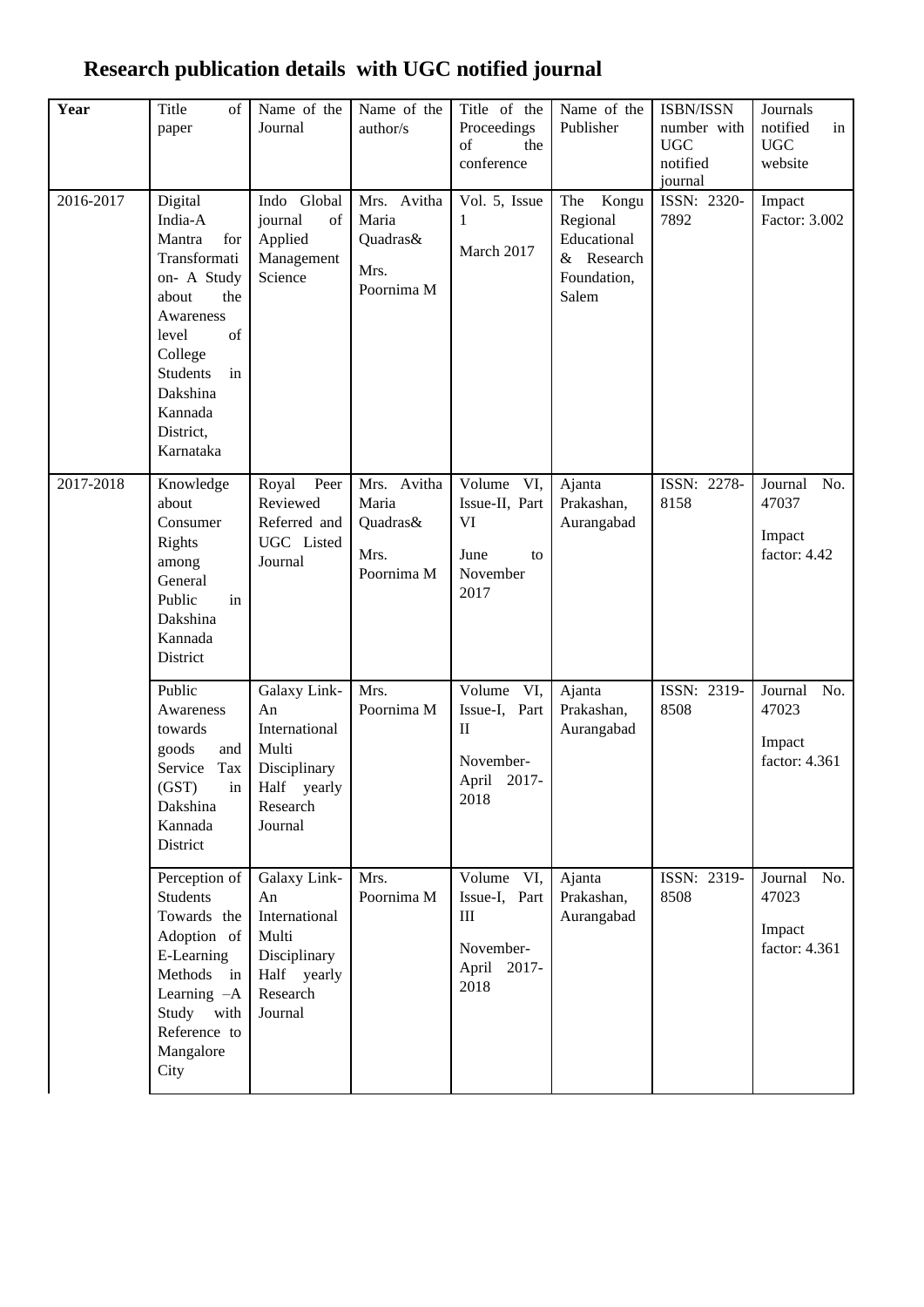# Research publication details with UGC notified journal

| Year | Title of paper | Name of the Journal | Name of the author/s | Title of the Proceedings of the conference | Name of the Publisher | ISBN/ISSN number with UGC notified journal | Journals notified in UGC website |
|---|---|---|---|---|---|---|---|
| 2016-2017 | Digital India-A Mantra for Transformation- A Study about the Awareness level of College Students in Dakshina Kannada District, Karnataka | Indo Global journal of Applied Management Science | Mrs. Avitha Maria Quadras& Mrs. Poornima M | Vol. 5, Issue 1 March 2017 | The Kongu Regional Educational & Research Foundation, Salem | ISSN: 2320-7892 | Impact Factor: 3.002 |
| 2017-2018 | Knowledge about Consumer Rights among General Public in Dakshina Kannada District | Royal Peer Reviewed Referred and UGC Listed Journal | Mrs. Avitha Maria Quadras& Mrs. Poornima M | Volume VI, Issue-II, Part VI June to November 2017 | Ajanta Prakashan, Aurangabad | ISSN: 2278-8158 | Journal No. 47037 Impact factor: 4.42 |
| | Public Awareness towards goods and Service Tax (GST) in Dakshina Kannada District | Galaxy Link- An International Multi Disciplinary Half yearly Research Journal | Mrs. Poornima M | Volume VI, Issue-I, Part II November-April 2017-2018 | Ajanta Prakashan, Aurangabad | ISSN: 2319-8508 | Journal No. 47023 Impact factor: 4.361 |
| | Perception of Students Towards the Adoption of E-Learning Methods in Learning –A Study with Reference to Mangalore City | Galaxy Link- An International Multi Disciplinary Half yearly Research Journal | Mrs. Poornima M | Volume VI, Issue-I, Part III November-April 2017-2018 | Ajanta Prakashan, Aurangabad | ISSN: 2319-8508 | Journal No. 47023 Impact factor: 4.361 |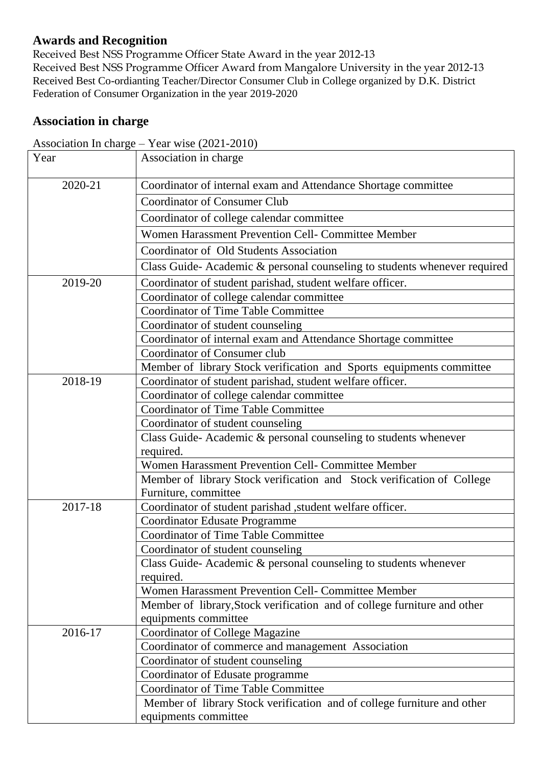## Awards and Recognition

Received Best NSS Programme Officer State Award in the year 2012-13
Received Best NSS Programme Officer Award from Mangalore University in the year 2012-13
Received Best Co-ordianting Teacher/Director Consumer Club in College organized by D.K. District Federation of Consumer Organization in the year 2019-2020

## Association in charge

Association In charge – Year wise (2021-2010)

| Year | Association in charge |
|---|---|
| 2020-21 | Coordinator of internal exam and Attendance Shortage committee |
| | Coordinator of Consumer Club |
| | Coordinator of college calendar committee |
| | Women Harassment Prevention Cell- Committee Member |
| | Coordinator of Old Students Association |
| | Class Guide- Academic & personal counseling to students whenever required |
| 2019-20 | Coordinator of student parishad, student welfare officer. |
| | Coordinator of college calendar committee |
| | Coordinator of Time Table Committee |
| | Coordinator of student counseling |
| | Coordinator of internal exam and Attendance Shortage committee |
| | Coordinator of Consumer club |
| | Member of library Stock verification and Sports equipments committee |
| 2018-19 | Coordinator of student parishad, student welfare officer. |
| | Coordinator of college calendar committee |
| | Coordinator of Time Table Committee |
| | Coordinator of student counseling |
| | Class Guide- Academic & personal counseling to students whenever required. |
| | Women Harassment Prevention Cell- Committee Member |
| | Member of library Stock verification and Stock verification of College Furniture, committee |
| 2017-18 | Coordinator of student parishad ,student welfare officer. |
| | Coordinator Edusate Programme |
| | Coordinator of Time Table Committee |
| | Coordinator of student counseling |
| | Class Guide- Academic & personal counseling to students whenever required. |
| | Women Harassment Prevention Cell- Committee Member |
| | Member of library,Stock verification and of college furniture and other equipments committee |
| 2016-17 | Coordinator of College Magazine |
| | Coordinator of commerce and management Association |
| | Coordinator of student counseling |
| | Coordinator of Edusate programme |
| | Coordinator of Time Table Committee |
| | Member of library Stock verification and of college furniture and other equipments committee |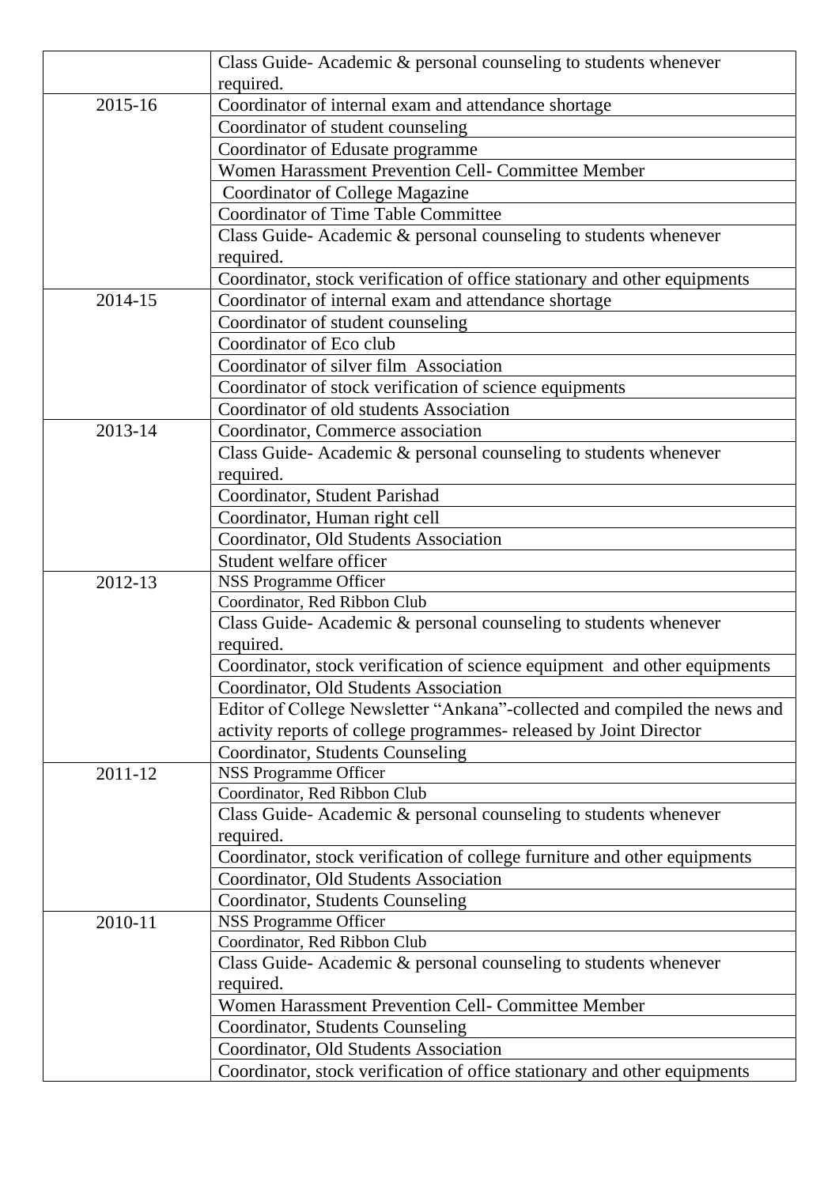| | |
|---|---|
| | Class Guide- Academic & personal counseling to students whenever required. |
| 2015-16 | Coordinator of internal exam and attendance shortage |
| | Coordinator of student counseling |
| | Coordinator of Edusate programme |
| | Women Harassment Prevention Cell- Committee Member |
| | Coordinator of College Magazine |
| | Coordinator of Time Table Committee |
| | Class Guide- Academic & personal counseling to students whenever required. |
| | Coordinator, stock verification of office stationary and other equipments |
| 2014-15 | Coordinator of internal exam and attendance shortage |
| | Coordinator of student counseling |
| | Coordinator of Eco club |
| | Coordinator of silver film Association |
| | Coordinator of stock verification of science equipments |
| | Coordinator of old students Association |
| 2013-14 | Coordinator, Commerce association |
| | Class Guide- Academic & personal counseling to students whenever required. |
| | Coordinator, Student Parishad |
| | Coordinator, Human right cell |
| | Coordinator, Old Students Association |
| | Student welfare officer |
| 2012-13 | NSS Programme Officer |
| | Coordinator, Red Ribbon Club |
| | Class Guide- Academic & personal counseling to students whenever required. |
| | Coordinator, stock verification of science equipment and other equipments |
| | Coordinator, Old Students Association |
| | Editor of College Newsletter "Ankana"-collected and compiled the news and activity reports of college programmes- released by Joint Director |
| | Coordinator, Students Counseling |
| 2011-12 | NSS Programme Officer |
| | Coordinator, Red Ribbon Club |
| | Class Guide- Academic & personal counseling to students whenever required. |
| | Coordinator, stock verification of college furniture and other equipments |
| | Coordinator, Old Students Association |
| | Coordinator, Students Counseling |
| 2010-11 | NSS Programme Officer |
| | Coordinator, Red Ribbon Club |
| | Class Guide- Academic & personal counseling to students whenever required. |
| | Women Harassment Prevention Cell- Committee Member |
| | Coordinator, Students Counseling |
| | Coordinator, Old Students Association |
| | Coordinator, stock verification of office stationary and other equipments |